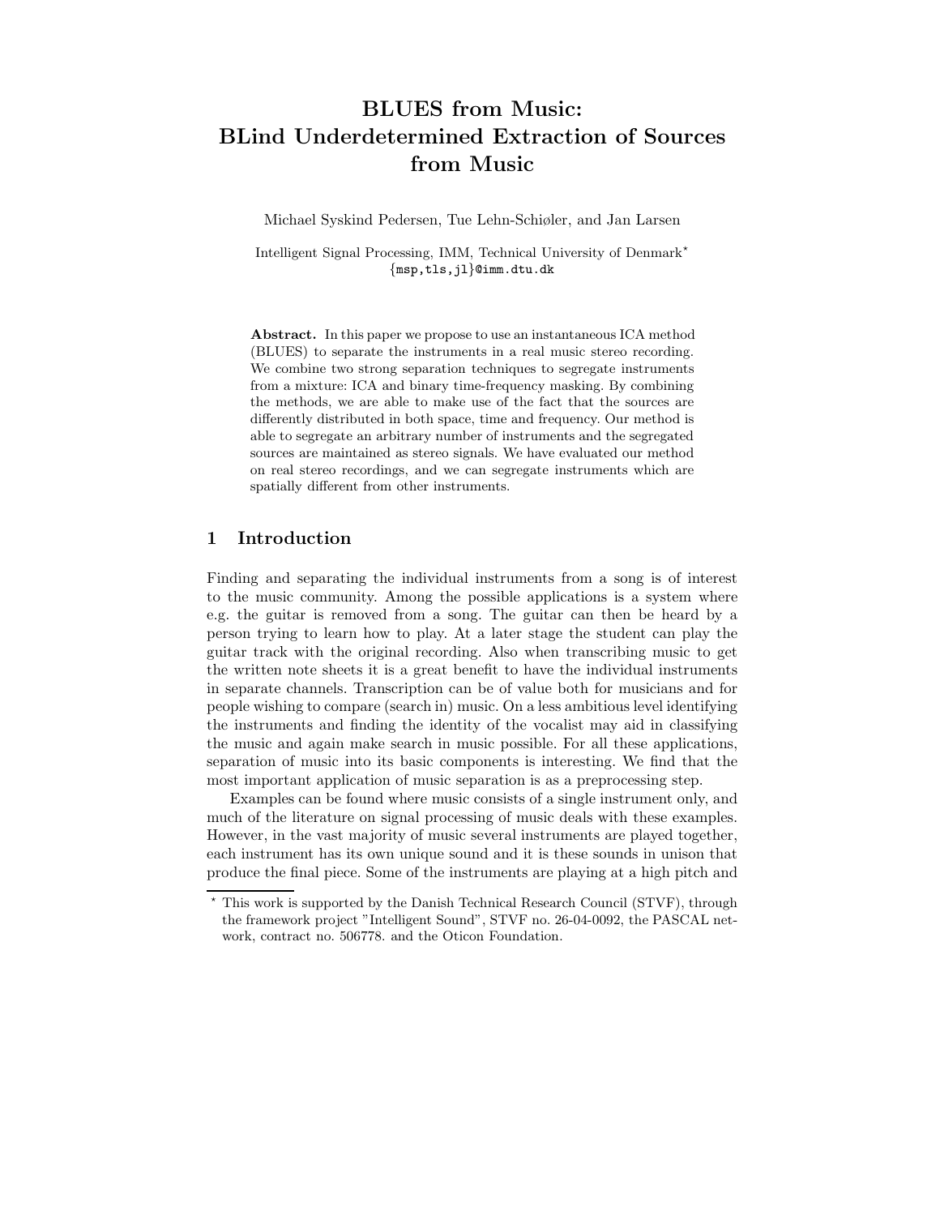# BLUES from Music: BLind Underdetermined Extraction of Sources from Music

Michael Syskind Pedersen, Tue Lehn-Schiøler, and Jan Larsen

Intelligent Signal Processing, IMM, Technical University of Denmark*
{msp,tls,jl}@imm.dtu.dk

**Abstract.** In this paper we propose to use an instantaneous ICA method (BLUES) to separate the instruments in a real music stereo recording. We combine two strong separation techniques to segregate instruments from a mixture: ICA and binary time-frequency masking. By combining the methods, we are able to make use of the fact that the sources are differently distributed in both space, time and frequency. Our method is able to segregate an arbitrary number of instruments and the segregated sources are maintained as stereo signals. We have evaluated our method on real stereo recordings, and we can segregate instruments which are spatially different from other instruments.

## 1 Introduction

Finding and separating the individual instruments from a song is of interest to the music community. Among the possible applications is a system where e.g. the guitar is removed from a song. The guitar can then be heard by a person trying to learn how to play. At a later stage the student can play the guitar track with the original recording. Also when transcribing music to get the written note sheets it is a great benefit to have the individual instruments in separate channels. Transcription can be of value both for musicians and for people wishing to compare (search in) music. On a less ambitious level identifying the instruments and finding the identity of the vocalist may aid in classifying the music and again make search in music possible. For all these applications, separation of music into its basic components is interesting. We find that the most important application of music separation is as a preprocessing step.

Examples can be found where music consists of a single instrument only, and much of the literature on signal processing of music deals with these examples. However, in the vast majority of music several instruments are played together, each instrument has its own unique sound and it is these sounds in unison that produce the final piece. Some of the instruments are playing at a high pitch and

---

* This work is supported by the Danish Technical Research Council (STVF), through the framework project "Intelligent Sound", STVF no. 26-04-0092, the PASCAL network, contract no. 506778. and the Oticon Foundation.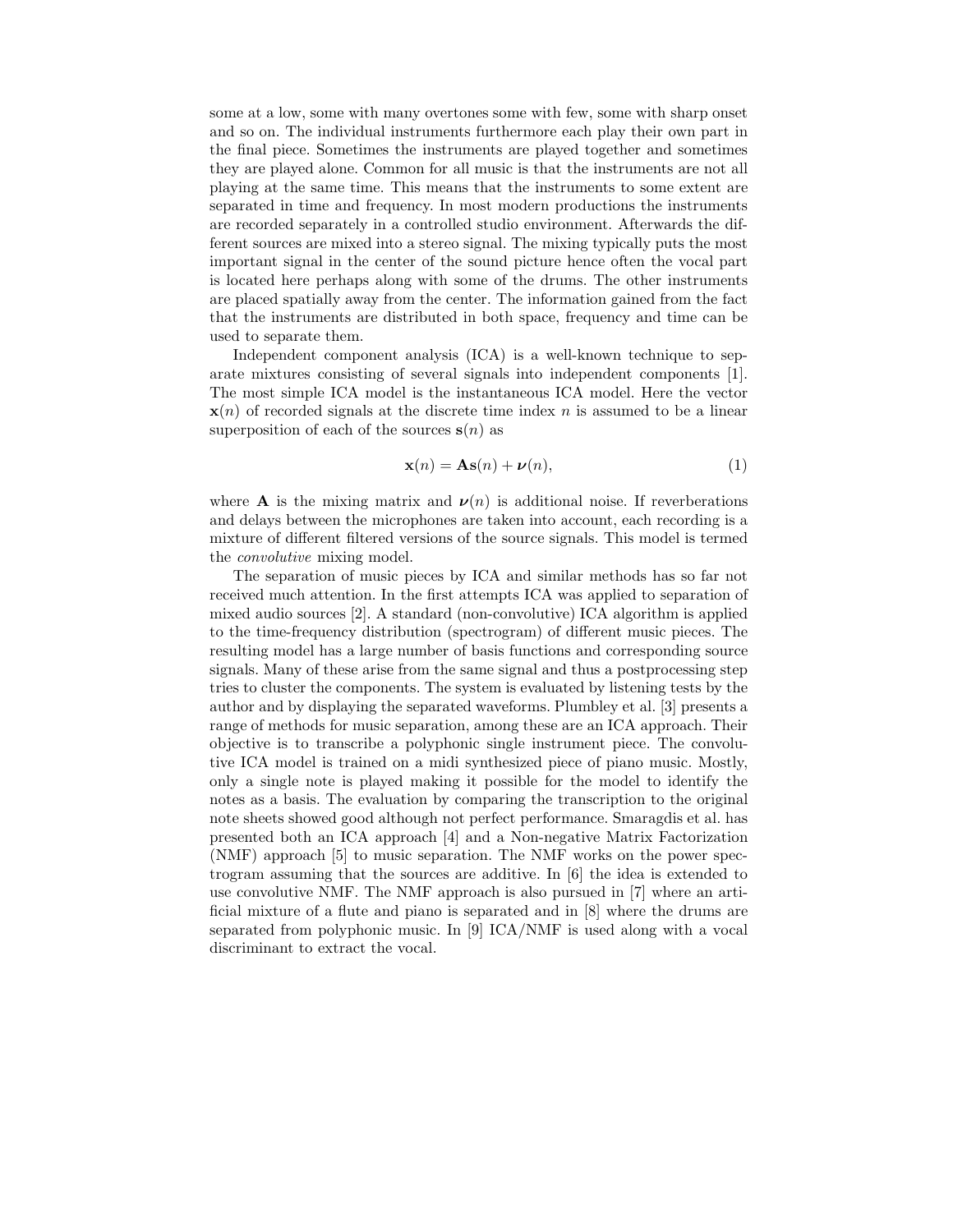some at a low, some with many overtones some with few, some with sharp onset and so on. The individual instruments furthermore each play their own part in the final piece. Sometimes the instruments are played together and sometimes they are played alone. Common for all music is that the instruments are not all playing at the same time. This means that the instruments to some extent are separated in time and frequency. In most modern productions the instruments are recorded separately in a controlled studio environment. Afterwards the different sources are mixed into a stereo signal. The mixing typically puts the most important signal in the center of the sound picture hence often the vocal part is located here perhaps along with some of the drums. The other instruments are placed spatially away from the center. The information gained from the fact that the instruments are distributed in both space, frequency and time can be used to separate them.

Independent component analysis (ICA) is a well-known technique to separate mixtures consisting of several signals into independent components [1]. The most simple ICA model is the instantaneous ICA model. Here the vector $\mathbf{x}(n)$ of recorded signals at the discrete time index $n$ is assumed to be a linear superposition of each of the sources $\mathbf{s}(n)$ as

$$\mathbf{x}(n) = \mathbf{A}\mathbf{s}(n) + \boldsymbol{\nu}(n), \tag{1}$$

where $\mathbf{A}$ is the mixing matrix and $\boldsymbol{\nu}(n)$ is additional noise. If reverberations and delays between the microphones are taken into account, each recording is a mixture of different filtered versions of the source signals. This model is termed the *convolutive* mixing model.

The separation of music pieces by ICA and similar methods has so far not received much attention. In the first attempts ICA was applied to separation of mixed audio sources [2]. A standard (non-convolutive) ICA algorithm is applied to the time-frequency distribution (spectrogram) of different music pieces. The resulting model has a large number of basis functions and corresponding source signals. Many of these arise from the same signal and thus a postprocessing step tries to cluster the components. The system is evaluated by listening tests by the author and by displaying the separated waveforms. Plumbley et al. [3] presents a range of methods for music separation, among these are an ICA approach. Their objective is to transcribe a polyphonic single instrument piece. The convolutive ICA model is trained on a midi synthesized piece of piano music. Mostly, only a single note is played making it possible for the model to identify the notes as a basis. The evaluation by comparing the transcription to the original note sheets showed good although not perfect performance. Smaragdis et al. has presented both an ICA approach [4] and a Non-negative Matrix Factorization (NMF) approach [5] to music separation. The NMF works on the power spectrogram assuming that the sources are additive. In [6] the idea is extended to use convolutive NMF. The NMF approach is also pursued in [7] where an artificial mixture of a flute and piano is separated and in [8] where the drums are separated from polyphonic music. In [9] ICA/NMF is used along with a vocal discriminant to extract the vocal.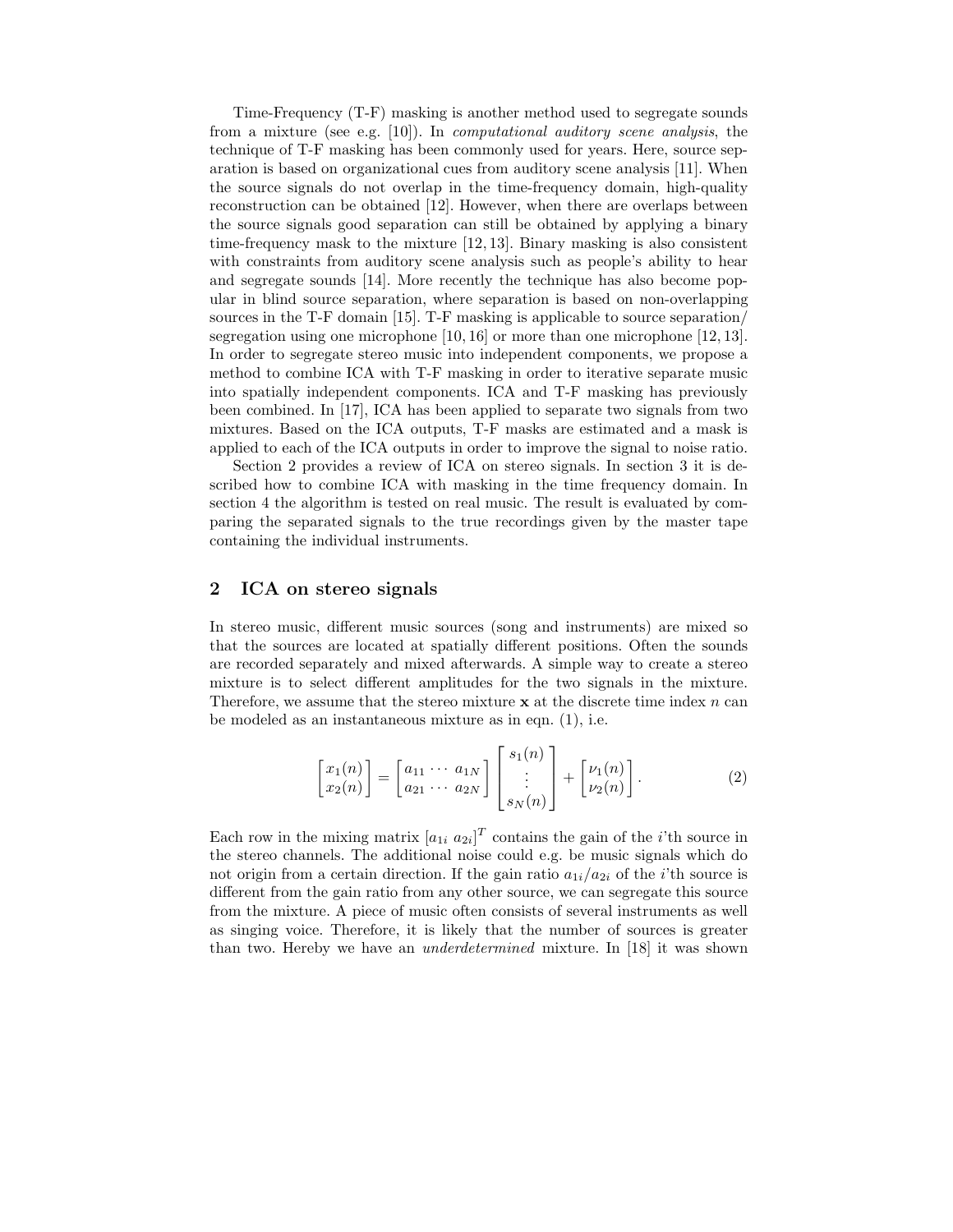Time-Frequency (T-F) masking is another method used to segregate sounds from a mixture (see e.g. [10]). In *computational auditory scene analysis*, the technique of T-F masking has been commonly used for years. Here, source separation is based on organizational cues from auditory scene analysis [11]. When the source signals do not overlap in the time-frequency domain, high-quality reconstruction can be obtained [12]. However, when there are overlaps between the source signals good separation can still be obtained by applying a binary time-frequency mask to the mixture [12, 13]. Binary masking is also consistent with constraints from auditory scene analysis such as people's ability to hear and segregate sounds [14]. More recently the technique has also become popular in blind source separation, where separation is based on non-overlapping sources in the T-F domain [15]. T-F masking is applicable to source separation/ segregation using one microphone [10, 16] or more than one microphone [12, 13]. In order to segregate stereo music into independent components, we propose a method to combine ICA with T-F masking in order to iterative separate music into spatially independent components. ICA and T-F masking has previously been combined. In [17], ICA has been applied to separate two signals from two mixtures. Based on the ICA outputs, T-F masks are estimated and a mask is applied to each of the ICA outputs in order to improve the signal to noise ratio.

Section 2 provides a review of ICA on stereo signals. In section 3 it is described how to combine ICA with masking in the time frequency domain. In section 4 the algorithm is tested on real music. The result is evaluated by comparing the separated signals to the true recordings given by the master tape containing the individual instruments.

## 2 ICA on stereo signals

In stereo music, different music sources (song and instruments) are mixed so that the sources are located at spatially different positions. Often the sounds are recorded separately and mixed afterwards. A simple way to create a stereo mixture is to select different amplitudes for the two signals in the mixture. Therefore, we assume that the stereo mixture $\mathbf{x}$ at the discrete time index $n$ can be modeled as an instantaneous mixture as in eqn. (1), i.e.

$$\begin{bmatrix} x_1(n) \\ x_2(n) \end{bmatrix} = \begin{bmatrix} a_{11} \cdots a_{1N} \\ a_{21} \cdots a_{2N} \end{bmatrix} \begin{bmatrix} s_1(n) \\ \vdots \\ s_N(n) \end{bmatrix} + \begin{bmatrix} \nu_1(n) \\ \nu_2(n) \end{bmatrix}. \quad (2)$$

Each row in the mixing matrix $[a_{1i} \; a_{2i}]^T$ contains the gain of the $i$'th source in the stereo channels. The additional noise could e.g. be music signals which do not origin from a certain direction. If the gain ratio $a_{1i}/a_{2i}$ of the $i$'th source is different from the gain ratio from any other source, we can segregate this source from the mixture. A piece of music often consists of several instruments as well as singing voice. Therefore, it is likely that the number of sources is greater than two. Hereby we have an *underdetermined* mixture. In [18] it was shown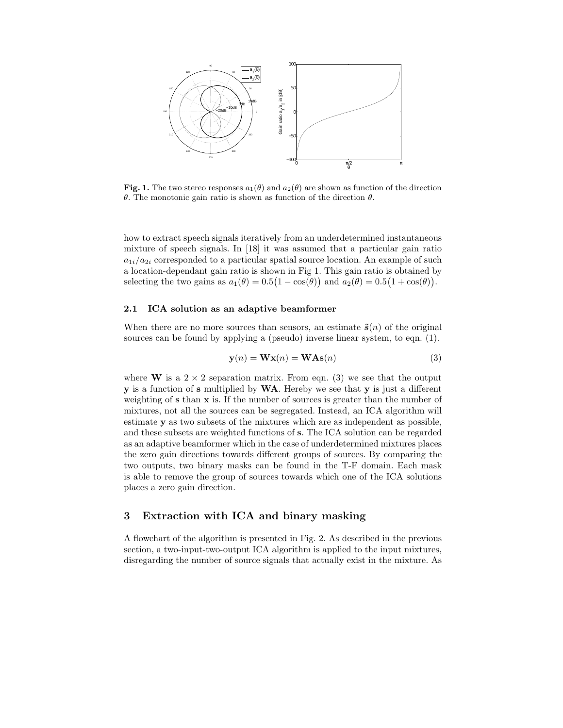**Fig. 1.** The two stereo responses $a_1(\theta)$ and $a_2(\theta)$ are shown as function of the direction $\theta$. The monotonic gain ratio is shown as function of the direction $\theta$.

how to extract speech signals iteratively from an underdetermined instantaneous mixture of speech signals. In [18] it was assumed that a particular gain ratio $a_{1i}/a_{2i}$ corresponded to a particular spatial source location. An example of such a location-dependant gain ratio is shown in Fig 1. This gain ratio is obtained by selecting the two gains as $a_1(\theta) = 0.5\big(1 - \cos(\theta)\big)$ and $a_2(\theta) = 0.5\big(1 + \cos(\theta)\big)$.

### 2.1 ICA solution as an adaptive beamformer

When there are no more sources than sensors, an estimate $\tilde{\boldsymbol{s}}(n)$ of the original sources can be found by applying a (pseudo) inverse linear system, to eqn. (1).

$$\mathbf{y}(n) = \mathbf{W}\mathbf{x}(n) = \mathbf{W}\mathbf{A}\mathbf{s}(n) \tag{3}$$

where $\mathbf{W}$ is a $2 \times 2$ separation matrix. From eqn. (3) we see that the output $\mathbf{y}$ is a function of $\mathbf{s}$ multiplied by $\mathbf{WA}$. Hereby we see that $\mathbf{y}$ is just a different weighting of $\mathbf{s}$ than $\mathbf{x}$ is. If the number of sources is greater than the number of mixtures, not all the sources can be segregated. Instead, an ICA algorithm will estimate $\mathbf{y}$ as two subsets of the mixtures which are as independent as possible, and these subsets are weighted functions of $\mathbf{s}$. The ICA solution can be regarded as an adaptive beamformer which in the case of underdetermined mixtures places the zero gain directions towards different groups of sources. By comparing the two outputs, two binary masks can be found in the T-F domain. Each mask is able to remove the group of sources towards which one of the ICA solutions places a zero gain direction.

## 3 Extraction with ICA and binary masking

A flowchart of the algorithm is presented in Fig. 2. As described in the previous section, a two-input-two-output ICA algorithm is applied to the input mixtures, disregarding the number of source signals that actually exist in the mixture. As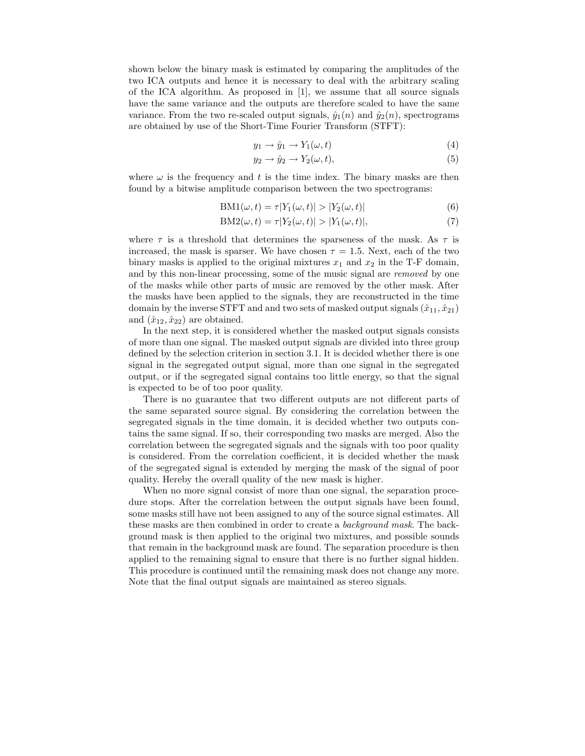shown below the binary mask is estimated by comparing the amplitudes of the two ICA outputs and hence it is necessary to deal with the arbitrary scaling of the ICA algorithm. As proposed in [1], we assume that all source signals have the same variance and the outputs are therefore scaled to have the same variance. From the two re-scaled output signals, $\hat{y}_1(n)$ and $\hat{y}_2(n)$, spectrograms are obtained by use of the Short-Time Fourier Transform (STFT):

$$y_1 \rightarrow \hat{y}_1 \rightarrow Y_1(\omega, t) \tag{4}$$

$$y_2 \rightarrow \hat{y}_2 \rightarrow Y_2(\omega, t), \tag{5}$$

where $\omega$ is the frequency and $t$ is the time index. The binary masks are then found by a bitwise amplitude comparison between the two spectrograms:

$$\text{BM1}(\omega, t) = \tau|Y_1(\omega, t)| > |Y_2(\omega, t)| \tag{6}$$

$$\text{BM2}(\omega, t) = \tau|Y_2(\omega, t)| > |Y_1(\omega, t)|, \tag{7}$$

where $\tau$ is a threshold that determines the sparseness of the mask. As $\tau$ is increased, the mask is sparser. We have chosen $\tau = 1.5$. Next, each of the two binary masks is applied to the original mixtures $x_1$ and $x_2$ in the T-F domain, and by this non-linear processing, some of the music signal are *removed* by one of the masks while other parts of music are removed by the other mask. After the masks have been applied to the signals, they are reconstructed in the time domain by the inverse STFT and and two sets of masked output signals $(\hat{x}_{11}, \hat{x}_{21})$ and $(\hat{x}_{12}, \hat{x}_{22})$ are obtained.

In the next step, it is considered whether the masked output signals consists of more than one signal. The masked output signals are divided into three group defined by the selection criterion in section 3.1. It is decided whether there is one signal in the segregated output signal, more than one signal in the segregated output, or if the segregated signal contains too little energy, so that the signal is expected to be of too poor quality.

There is no guarantee that two different outputs are not different parts of the same separated source signal. By considering the correlation between the segregated signals in the time domain, it is decided whether two outputs contains the same signal. If so, their corresponding two masks are merged. Also the correlation between the segregated signals and the signals with too poor quality is considered. From the correlation coefficient, it is decided whether the mask of the segregated signal is extended by merging the mask of the signal of poor quality. Hereby the overall quality of the new mask is higher.

When no more signal consist of more than one signal, the separation procedure stops. After the correlation between the output signals have been found, some masks still have not been assigned to any of the source signal estimates. All these masks are then combined in order to create a *background mask*. The background mask is then applied to the original two mixtures, and possible sounds that remain in the background mask are found. The separation procedure is then applied to the remaining signal to ensure that there is no further signal hidden. This procedure is continued until the remaining mask does not change any more. Note that the final output signals are maintained as stereo signals.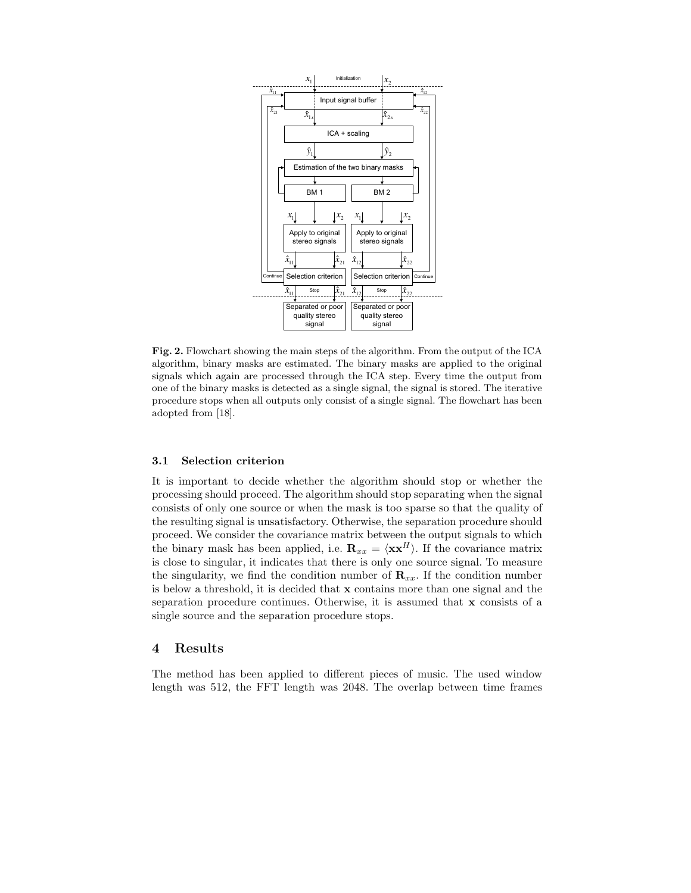**Fig. 2.** Flowchart showing the main steps of the algorithm. From the output of the ICA algorithm, binary masks are estimated. The binary masks are applied to the original signals which again are processed through the ICA step. Every time the output from one of the binary masks is detected as a single signal, the signal is stored. The iterative procedure stops when all outputs only consist of a single signal. The flowchart has been adopted from [18].

### 3.1 Selection criterion

It is important to decide whether the algorithm should stop or whether the processing should proceed. The algorithm should stop separating when the signal consists of only one source or when the mask is too sparse so that the quality of the resulting signal is unsatisfactory. Otherwise, the separation procedure should proceed. We consider the covariance matrix between the output signals to which the binary mask has been applied, i.e. $\mathbf{R}_{xx} = \langle \mathbf{x}\mathbf{x}^H \rangle$. If the covariance matrix is close to singular, it indicates that there is only one source signal. To measure the singularity, we find the condition number of $\mathbf{R}_{xx}$. If the condition number is below a threshold, it is decided that $\mathbf{x}$ contains more than one signal and the separation procedure continues. Otherwise, it is assumed that $\mathbf{x}$ consists of a single source and the separation procedure stops.

## 4 Results

The method has been applied to different pieces of music. The used window length was 512, the FFT length was 2048. The overlap between time frames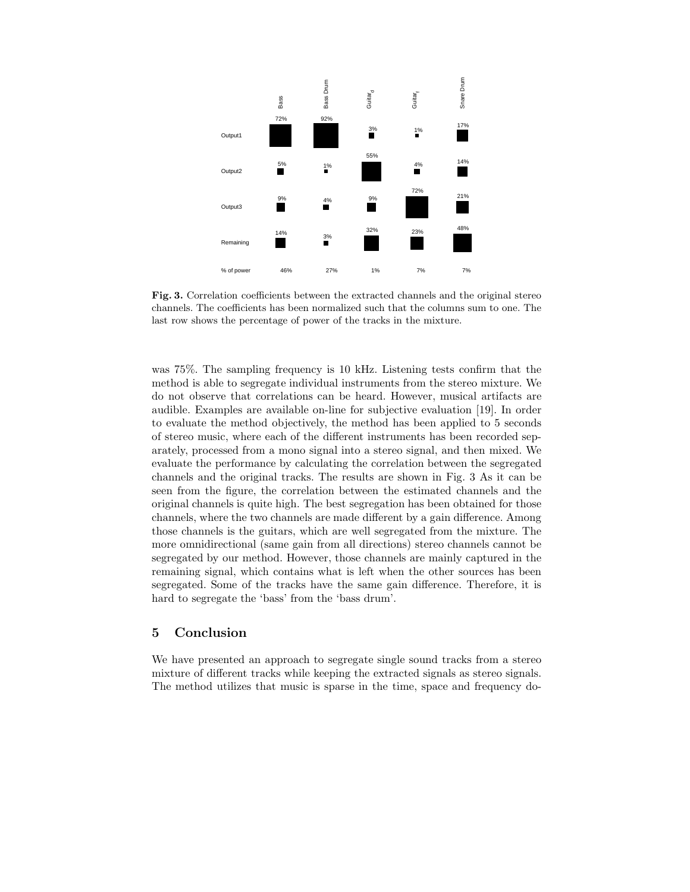|  | Bass | Bass Drum | $Guitar_d$ | $Guitar_f$ | Snare Drum |
| --- | --- | --- | --- | --- | --- |
| Output1 | 72% | 92% | 3% | 1% | 17% |
| Output2 | 5% | 1% | 55% | 4% | 14% |
| Output3 | 9% | 4% | 9% | 72% | 21% |
| Remaining | 14% | 3% | 32% | 23% | 48% |
| % of power | 46% | 27% | 1% | 7% | 7% |

**Fig. 3.** Correlation coefficients between the extracted channels and the original stereo channels. The coefficients has been normalized such that the columns sum to one. The last row shows the percentage of power of the tracks in the mixture.

was 75%. The sampling frequency is 10 kHz. Listening tests confirm that the method is able to segregate individual instruments from the stereo mixture. We do not observe that correlations can be heard. However, musical artifacts are audible. Examples are available on-line for subjective evaluation [19]. In order to evaluate the method objectively, the method has been applied to 5 seconds of stereo music, where each of the different instruments has been recorded separately, processed from a mono signal into a stereo signal, and then mixed. We evaluate the performance by calculating the correlation between the segregated channels and the original tracks. The results are shown in Fig. 3 As it can be seen from the figure, the correlation between the estimated channels and the original channels is quite high. The best segregation has been obtained for those channels, where the two channels are made different by a gain difference. Among those channels is the guitars, which are well segregated from the mixture. The more omnidirectional (same gain from all directions) stereo channels cannot be segregated by our method. However, those channels are mainly captured in the remaining signal, which contains what is left when the other sources has been segregated. Some of the tracks have the same gain difference. Therefore, it is hard to segregate the 'bass' from the 'bass drum'.

## 5 Conclusion

We have presented an approach to segregate single sound tracks from a stereo mixture of different tracks while keeping the extracted signals as stereo signals. The method utilizes that music is sparse in the time, space and frequency do-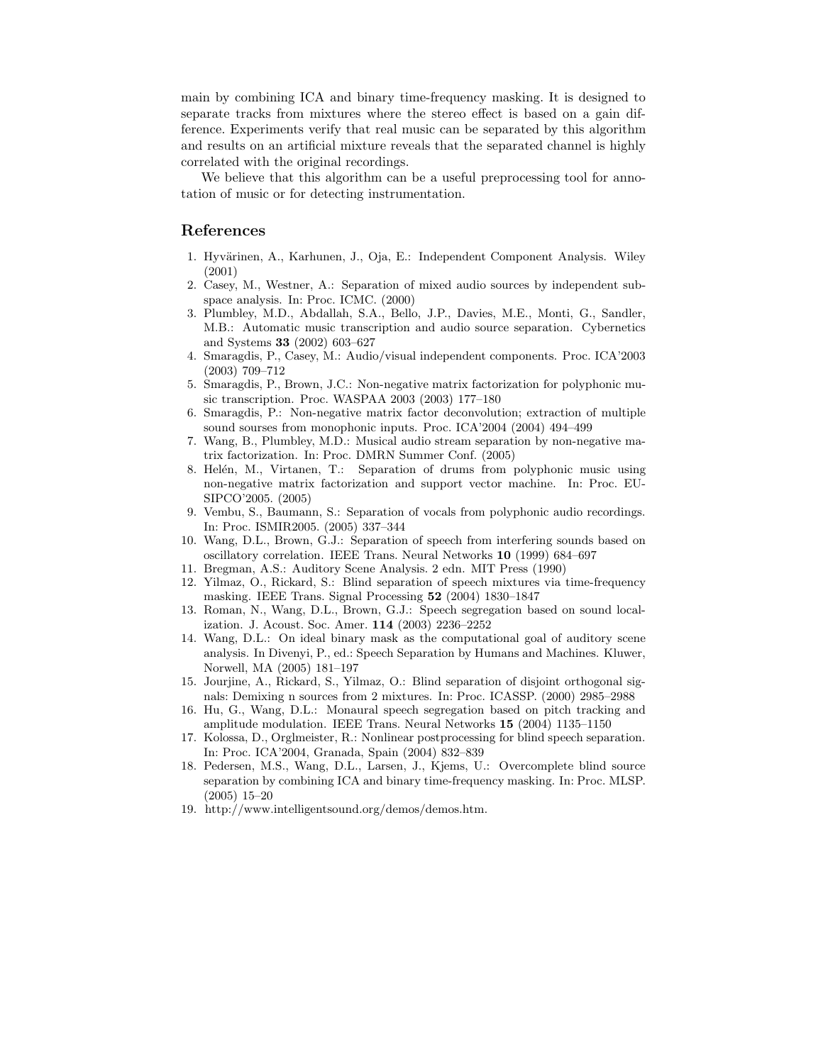main by combining ICA and binary time-frequency masking. It is designed to separate tracks from mixtures where the stereo effect is based on a gain difference. Experiments verify that real music can be separated by this algorithm and results on an artificial mixture reveals that the separated channel is highly correlated with the original recordings.

We believe that this algorithm can be a useful preprocessing tool for annotation of music or for detecting instrumentation.

## References

1. Hyvärinen, A., Karhunen, J., Oja, E.: Independent Component Analysis. Wiley (2001)
2. Casey, M., Westner, A.: Separation of mixed audio sources by independent subspace analysis. In: Proc. ICMC. (2000)
3. Plumbley, M.D., Abdallah, S.A., Bello, J.P., Davies, M.E., Monti, G., Sandler, M.B.: Automatic music transcription and audio source separation. Cybernetics and Systems **33** (2002) 603–627
4. Smaragdis, P., Casey, M.: Audio/visual independent components. Proc. ICA'2003 (2003) 709–712
5. Smaragdis, P., Brown, J.C.: Non-negative matrix factorization for polyphonic music transcription. Proc. WASPAA 2003 (2003) 177–180
6. Smaragdis, P.: Non-negative matrix factor deconvolution; extraction of multiple sound sourses from monophonic inputs. Proc. ICA'2004 (2004) 494–499
7. Wang, B., Plumbley, M.D.: Musical audio stream separation by non-negative matrix factorization. In: Proc. DMRN Summer Conf. (2005)
8. Helén, M., Virtanen, T.: Separation of drums from polyphonic music using non-negative matrix factorization and support vector machine. In: Proc. EUSIPCO'2005. (2005)
9. Vembu, S., Baumann, S.: Separation of vocals from polyphonic audio recordings. In: Proc. ISMIR2005. (2005) 337–344
10. Wang, D.L., Brown, G.J.: Separation of speech from interfering sounds based on oscillatory correlation. IEEE Trans. Neural Networks **10** (1999) 684–697
11. Bregman, A.S.: Auditory Scene Analysis. 2 edn. MIT Press (1990)
12. Yilmaz, O., Rickard, S.: Blind separation of speech mixtures via time-frequency masking. IEEE Trans. Signal Processing **52** (2004) 1830–1847
13. Roman, N., Wang, D.L., Brown, G.J.: Speech segregation based on sound localization. J. Acoust. Soc. Amer. **114** (2003) 2236–2252
14. Wang, D.L.: On ideal binary mask as the computational goal of auditory scene analysis. In Divenyi, P., ed.: Speech Separation by Humans and Machines. Kluwer, Norwell, MA (2005) 181–197
15. Jourjine, A., Rickard, S., Yilmaz, O.: Blind separation of disjoint orthogonal signals: Demixing n sources from 2 mixtures. In: Proc. ICASSP. (2000) 2985–2988
16. Hu, G., Wang, D.L.: Monaural speech segregation based on pitch tracking and amplitude modulation. IEEE Trans. Neural Networks **15** (2004) 1135–1150
17. Kolossa, D., Orglmeister, R.: Nonlinear postprocessing for blind speech separation. In: Proc. ICA'2004, Granada, Spain (2004) 832–839
18. Pedersen, M.S., Wang, D.L., Larsen, J., Kjems, U.: Overcomplete blind source separation by combining ICA and binary time-frequency masking. In: Proc. MLSP. (2005) 15–20
19. http://www.intelligentsound.org/demos/demos.htm.